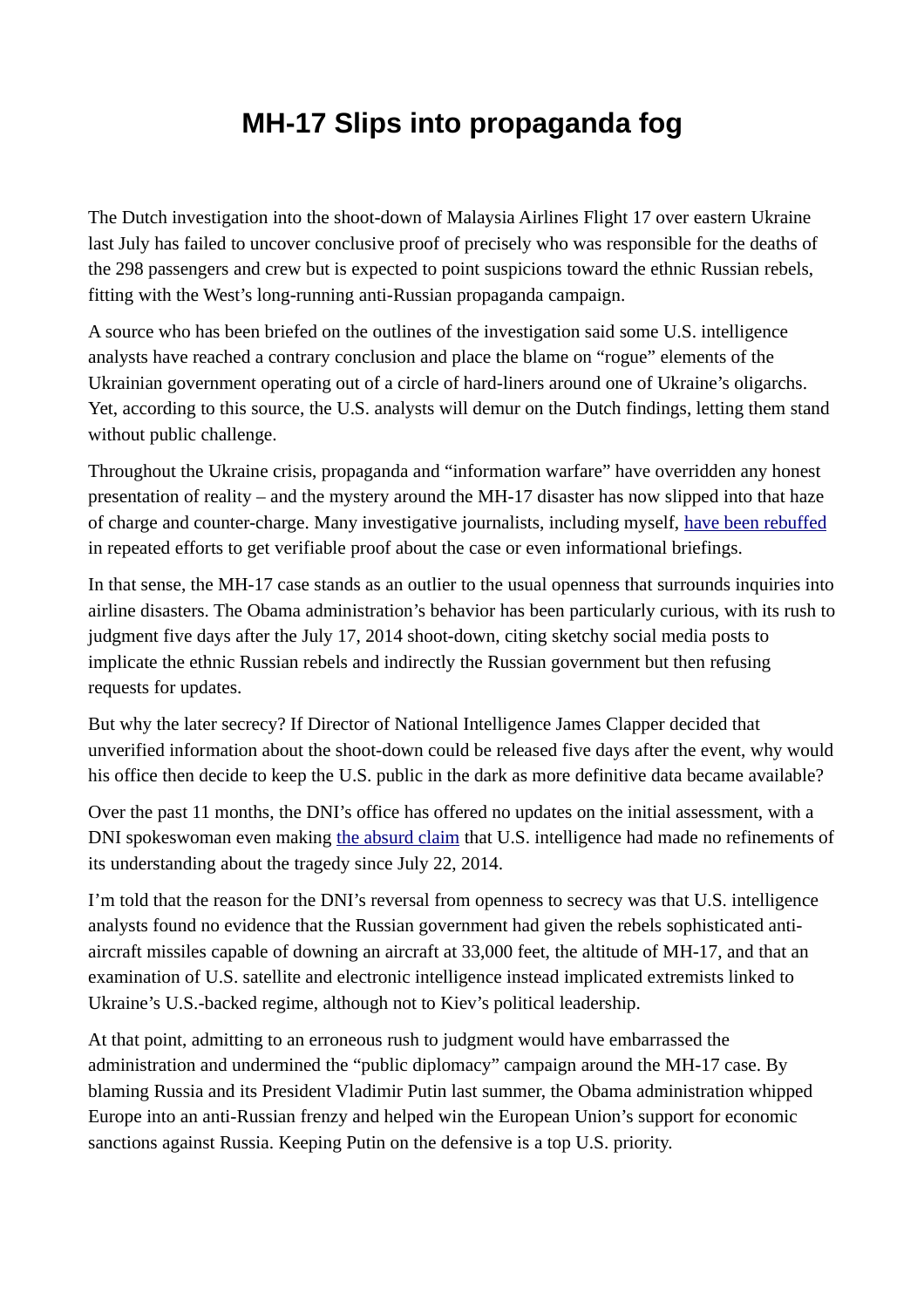# MH-17 Slips into propaganda fog

The Dutch investigation into the shoot-down of Malaysia Airlines Flight 17 over eastern Ukraine last July has failed to uncover conclusive proof of precisely who was responsible for the deaths of the 298 passengers and crew but is expected to point suspicions toward the ethnic Russian rebels, fitting with the West's long-running anti-Russian propaganda campaign.

A source who has been briefed on the outlines of the investigation said some U.S. intelligence analysts have reached a contrary conclusion and place the blame on "rogue" elements of the Ukrainian government operating out of a circle of hard-liners around one of Ukraine's oligarchs. Yet, according to this source, the U.S. analysts will demur on the Dutch findings, letting them stand without public challenge.

Throughout the Ukraine crisis, propaganda and "information warfare" have overridden any honest presentation of reality – and the mystery around the MH-17 disaster has now slipped into that haze of charge and counter-charge. Many investigative journalists, including myself, have been rebuffed in repeated efforts to get verifiable proof about the case or even informational briefings.

In that sense, the MH-17 case stands as an outlier to the usual openness that surrounds inquiries into airline disasters. The Obama administration's behavior has been particularly curious, with its rush to judgment five days after the July 17, 2014 shoot-down, citing sketchy social media posts to implicate the ethnic Russian rebels and indirectly the Russian government but then refusing requests for updates.

But why the later secrecy? If Director of National Intelligence James Clapper decided that unverified information about the shoot-down could be released five days after the event, why would his office then decide to keep the U.S. public in the dark as more definitive data became available?

Over the past 11 months, the DNI's office has offered no updates on the initial assessment, with a DNI spokeswoman even making the absurd claim that U.S. intelligence had made no refinements of its understanding about the tragedy since July 22, 2014.

I'm told that the reason for the DNI's reversal from openness to secrecy was that U.S. intelligence analysts found no evidence that the Russian government had given the rebels sophisticated anti-aircraft missiles capable of downing an aircraft at 33,000 feet, the altitude of MH-17, and that an examination of U.S. satellite and electronic intelligence instead implicated extremists linked to Ukraine's U.S.-backed regime, although not to Kiev's political leadership.

At that point, admitting to an erroneous rush to judgment would have embarrassed the administration and undermined the "public diplomacy" campaign around the MH-17 case. By blaming Russia and its President Vladimir Putin last summer, the Obama administration whipped Europe into an anti-Russian frenzy and helped win the European Union's support for economic sanctions against Russia. Keeping Putin on the defensive is a top U.S. priority.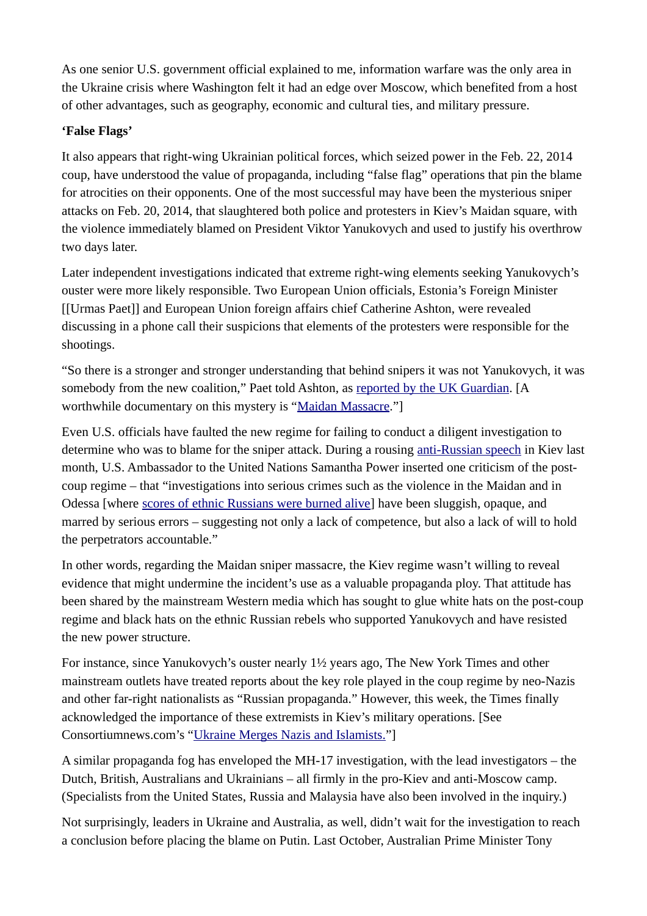As one senior U.S. government official explained to me, information warfare was the only area in the Ukraine crisis where Washington felt it had an edge over Moscow, which benefited from a host of other advantages, such as geography, economic and cultural ties, and military pressure.

**'False Flags'**

It also appears that right-wing Ukrainian political forces, which seized power in the Feb. 22, 2014 coup, have understood the value of propaganda, including "false flag" operations that pin the blame for atrocities on their opponents. One of the most successful may have been the mysterious sniper attacks on Feb. 20, 2014, that slaughtered both police and protesters in Kiev's Maidan square, with the violence immediately blamed on President Viktor Yanukovych and used to justify his overthrow two days later.

Later independent investigations indicated that extreme right-wing elements seeking Yanukovych's ouster were more likely responsible. Two European Union officials, Estonia's Foreign Minister [[Urmas Paet]] and European Union foreign affairs chief Catherine Ashton, were revealed discussing in a phone call their suspicions that elements of the protesters were responsible for the shootings.

"So there is a stronger and stronger understanding that behind snipers it was not Yanukovych, it was somebody from the new coalition," Paet told Ashton, as reported by the UK Guardian. [A worthwhile documentary on this mystery is "Maidan Massacre."]

Even U.S. officials have faulted the new regime for failing to conduct a diligent investigation to determine who was to blame for the sniper attack. During a rousing anti-Russian speech in Kiev last month, U.S. Ambassador to the United Nations Samantha Power inserted one criticism of the post-coup regime – that "investigations into serious crimes such as the violence in the Maidan and in Odessa [where scores of ethnic Russians were burned alive] have been sluggish, opaque, and marred by serious errors – suggesting not only a lack of competence, but also a lack of will to hold the perpetrators accountable."

In other words, regarding the Maidan sniper massacre, the Kiev regime wasn't willing to reveal evidence that might undermine the incident's use as a valuable propaganda ploy. That attitude has been shared by the mainstream Western media which has sought to glue white hats on the post-coup regime and black hats on the ethnic Russian rebels who supported Yanukovych and have resisted the new power structure.

For instance, since Yanukovych's ouster nearly 1½ years ago, The New York Times and other mainstream outlets have treated reports about the key role played in the coup regime by neo-Nazis and other far-right nationalists as "Russian propaganda." However, this week, the Times finally acknowledged the importance of these extremists in Kiev's military operations. [See Consortiumnews.com's "Ukraine Merges Nazis and Islamists."]

A similar propaganda fog has enveloped the MH-17 investigation, with the lead investigators – the Dutch, British, Australians and Ukrainians – all firmly in the pro-Kiev and anti-Moscow camp. (Specialists from the United States, Russia and Malaysia have also been involved in the inquiry.)

Not surprisingly, leaders in Ukraine and Australia, as well, didn't wait for the investigation to reach a conclusion before placing the blame on Putin. Last October, Australian Prime Minister Tony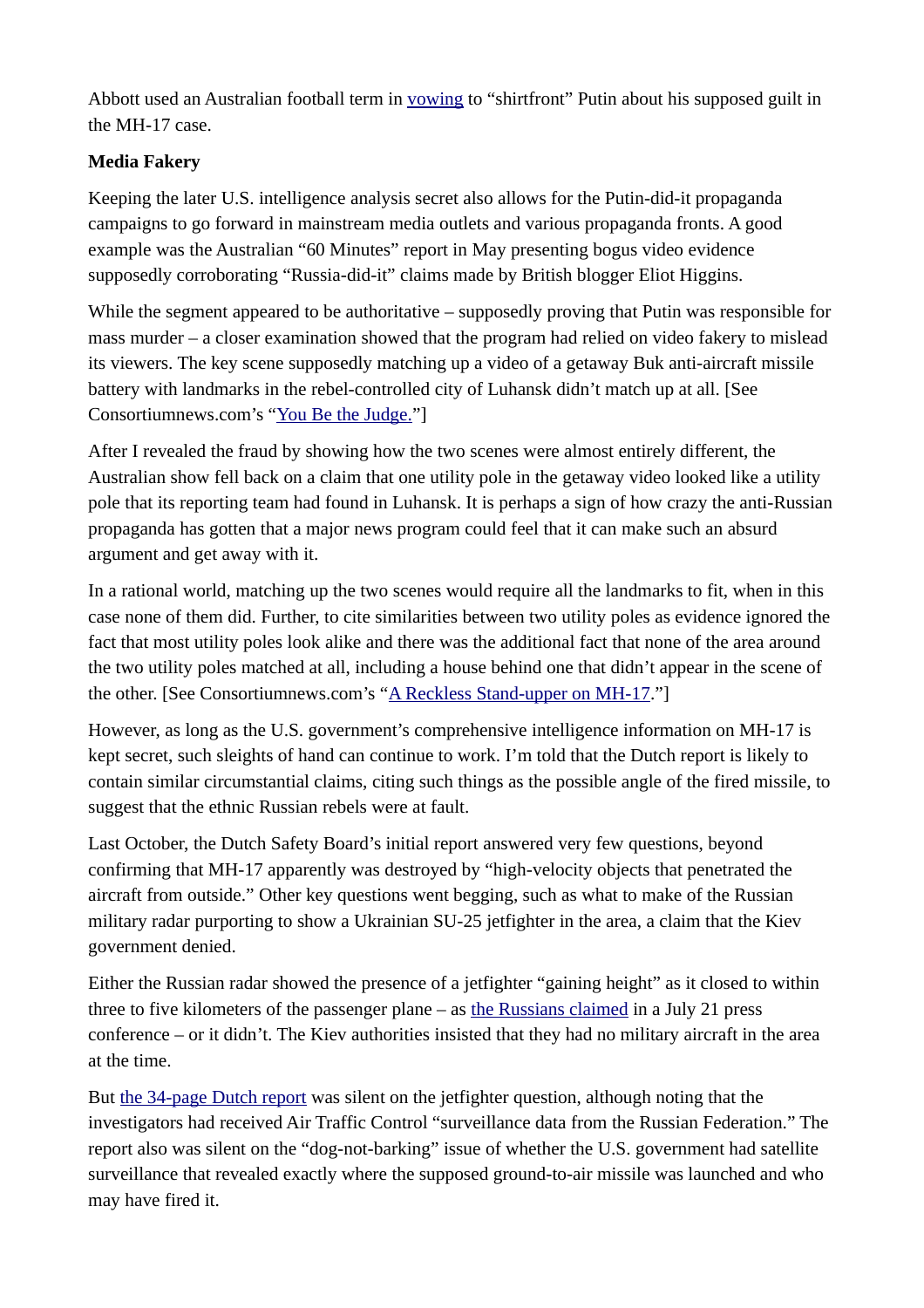Abbott used an Australian football term in vowing to "shirtfront" Putin about his supposed guilt in the MH-17 case.

**Media Fakery**

Keeping the later U.S. intelligence analysis secret also allows for the Putin-did-it propaganda campaigns to go forward in mainstream media outlets and various propaganda fronts. A good example was the Australian "60 Minutes" report in May presenting bogus video evidence supposedly corroborating "Russia-did-it" claims made by British blogger Eliot Higgins.

While the segment appeared to be authoritative – supposedly proving that Putin was responsible for mass murder – a closer examination showed that the program had relied on video fakery to mislead its viewers. The key scene supposedly matching up a video of a getaway Buk anti-aircraft missile battery with landmarks in the rebel-controlled city of Luhansk didn't match up at all. [See Consortiumnews.com's "You Be the Judge."]

After I revealed the fraud by showing how the two scenes were almost entirely different, the Australian show fell back on a claim that one utility pole in the getaway video looked like a utility pole that its reporting team had found in Luhansk. It is perhaps a sign of how crazy the anti-Russian propaganda has gotten that a major news program could feel that it can make such an absurd argument and get away with it.

In a rational world, matching up the two scenes would require all the landmarks to fit, when in this case none of them did. Further, to cite similarities between two utility poles as evidence ignored the fact that most utility poles look alike and there was the additional fact that none of the area around the two utility poles matched at all, including a house behind one that didn't appear in the scene of the other. [See Consortiumnews.com's "A Reckless Stand-upper on MH-17."]

However, as long as the U.S. government's comprehensive intelligence information on MH-17 is kept secret, such sleights of hand can continue to work. I'm told that the Dutch report is likely to contain similar circumstantial claims, citing such things as the possible angle of the fired missile, to suggest that the ethnic Russian rebels were at fault.

Last October, the Dutch Safety Board's initial report answered very few questions, beyond confirming that MH-17 apparently was destroyed by "high-velocity objects that penetrated the aircraft from outside." Other key questions went begging, such as what to make of the Russian military radar purporting to show a Ukrainian SU-25 jetfighter in the area, a claim that the Kiev government denied.

Either the Russian radar showed the presence of a jetfighter "gaining height" as it closed to within three to five kilometers of the passenger plane – as the Russians claimed in a July 21 press conference – or it didn't. The Kiev authorities insisted that they had no military aircraft in the area at the time.

But the 34-page Dutch report was silent on the jetfighter question, although noting that the investigators had received Air Traffic Control "surveillance data from the Russian Federation." The report also was silent on the "dog-not-barking" issue of whether the U.S. government had satellite surveillance that revealed exactly where the supposed ground-to-air missile was launched and who may have fired it.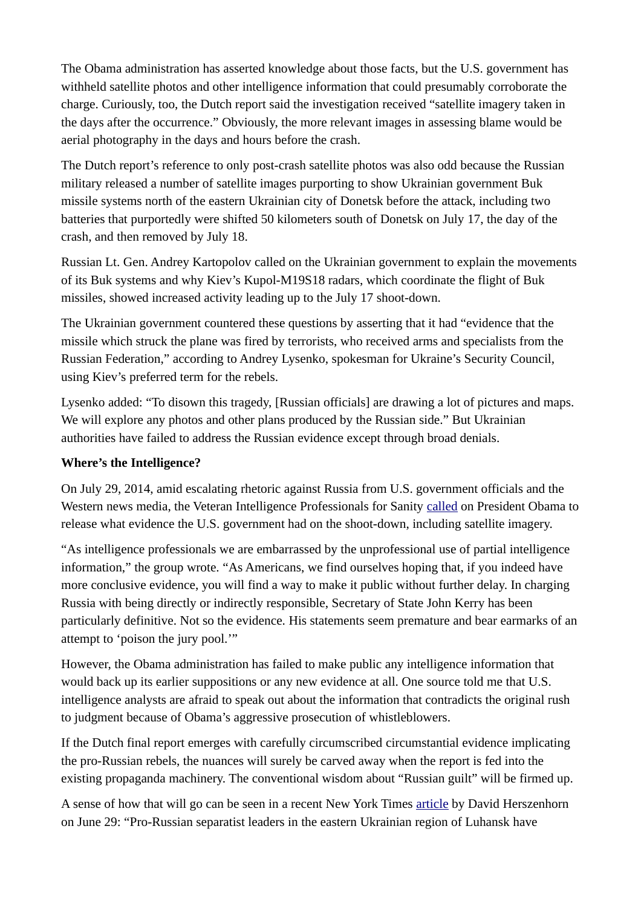The Obama administration has asserted knowledge about those facts, but the U.S. government has withheld satellite photos and other intelligence information that could presumably corroborate the charge. Curiously, too, the Dutch report said the investigation received "satellite imagery taken in the days after the occurrence." Obviously, the more relevant images in assessing blame would be aerial photography in the days and hours before the crash.

The Dutch report's reference to only post-crash satellite photos was also odd because the Russian military released a number of satellite images purporting to show Ukrainian government Buk missile systems north of the eastern Ukrainian city of Donetsk before the attack, including two batteries that purportedly were shifted 50 kilometers south of Donetsk on July 17, the day of the crash, and then removed by July 18.

Russian Lt. Gen. Andrey Kartopolov called on the Ukrainian government to explain the movements of its Buk systems and why Kiev's Kupol-M19S18 radars, which coordinate the flight of Buk missiles, showed increased activity leading up to the July 17 shoot-down.

The Ukrainian government countered these questions by asserting that it had "evidence that the missile which struck the plane was fired by terrorists, who received arms and specialists from the Russian Federation," according to Andrey Lysenko, spokesman for Ukraine's Security Council, using Kiev's preferred term for the rebels.

Lysenko added: "To disown this tragedy, [Russian officials] are drawing a lot of pictures and maps. We will explore any photos and other plans produced by the Russian side." But Ukrainian authorities have failed to address the Russian evidence except through broad denials.

**Where's the Intelligence?**

On July 29, 2014, amid escalating rhetoric against Russia from U.S. government officials and the Western news media, the Veteran Intelligence Professionals for Sanity called on President Obama to release what evidence the U.S. government had on the shoot-down, including satellite imagery.

"As intelligence professionals we are embarrassed by the unprofessional use of partial intelligence information," the group wrote. "As Americans, we find ourselves hoping that, if you indeed have more conclusive evidence, you will find a way to make it public without further delay. In charging Russia with being directly or indirectly responsible, Secretary of State John Kerry has been particularly definitive. Not so the evidence. His statements seem premature and bear earmarks of an attempt to 'poison the jury pool.'"

However, the Obama administration has failed to make public any intelligence information that would back up its earlier suppositions or any new evidence at all. One source told me that U.S. intelligence analysts are afraid to speak out about the information that contradicts the original rush to judgment because of Obama's aggressive prosecution of whistleblowers.

If the Dutch final report emerges with carefully circumscribed circumstantial evidence implicating the pro-Russian rebels, the nuances will surely be carved away when the report is fed into the existing propaganda machinery. The conventional wisdom about "Russian guilt" will be firmed up.

A sense of how that will go can be seen in a recent New York Times article by David Herszenhorn on June 29: "Pro-Russian separatist leaders in the eastern Ukrainian region of Luhansk have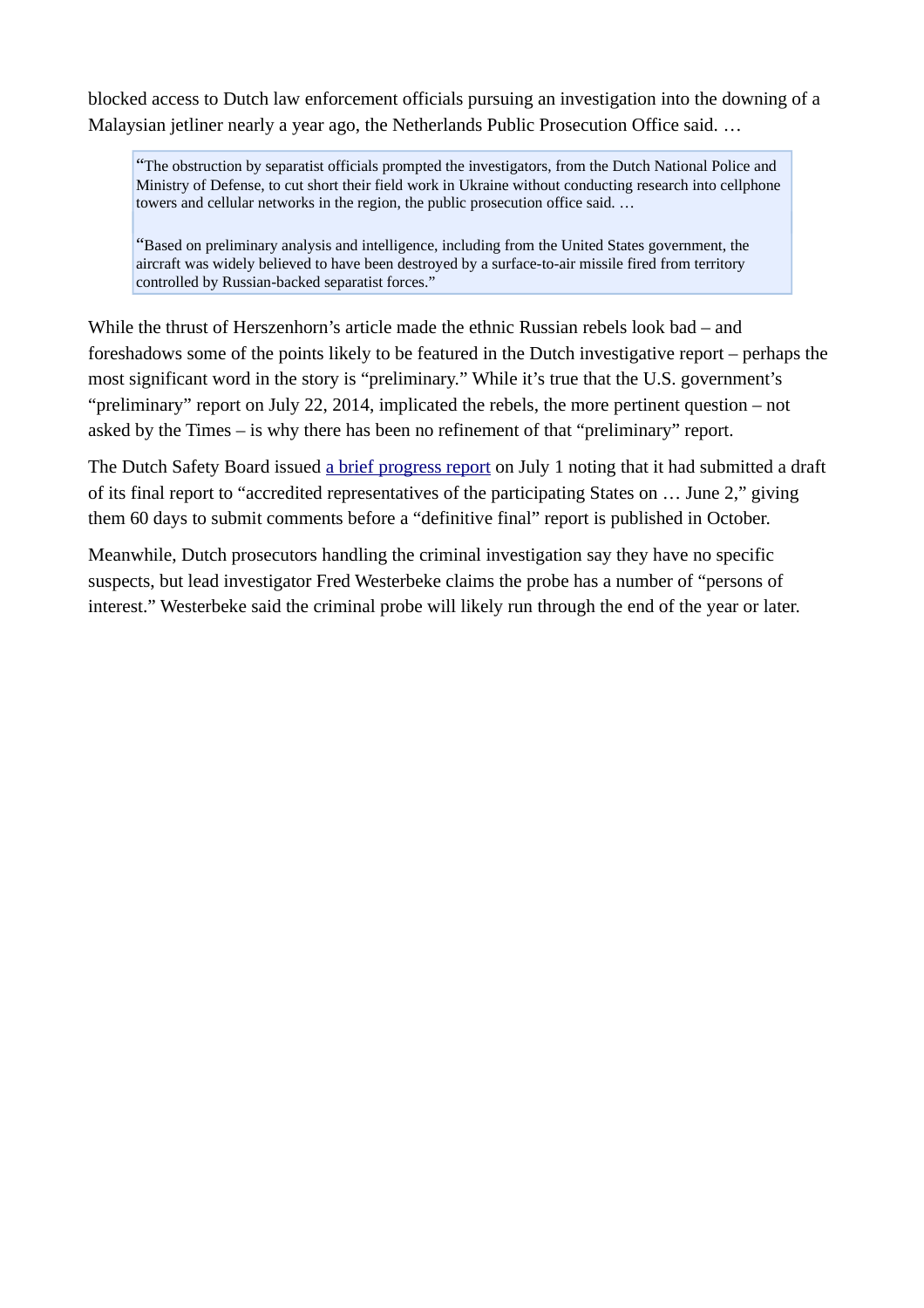blocked access to Dutch law enforcement officials pursuing an investigation into the downing of a Malaysian jetliner nearly a year ago, the Netherlands Public Prosecution Office said. …

> "The obstruction by separatist officials prompted the investigators, from the Dutch National Police and Ministry of Defense, to cut short their field work in Ukraine without conducting research into cellphone towers and cellular networks in the region, the public prosecution office said. …
>
> "Based on preliminary analysis and intelligence, including from the United States government, the aircraft was widely believed to have been destroyed by a surface-to-air missile fired from territory controlled by Russian-backed separatist forces."

While the thrust of Herszenhorn's article made the ethnic Russian rebels look bad – and foreshadows some of the points likely to be featured in the Dutch investigative report – perhaps the most significant word in the story is "preliminary." While it's true that the U.S. government's "preliminary" report on July 22, 2014, implicated the rebels, the more pertinent question – not asked by the Times – is why there has been no refinement of that "preliminary" report.

The Dutch Safety Board issued a brief progress report on July 1 noting that it had submitted a draft of its final report to "accredited representatives of the participating States on … June 2," giving them 60 days to submit comments before a "definitive final" report is published in October.

Meanwhile, Dutch prosecutors handling the criminal investigation say they have no specific suspects, but lead investigator Fred Westerbeke claims the probe has a number of "persons of interest." Westerbeke said the criminal probe will likely run through the end of the year or later.